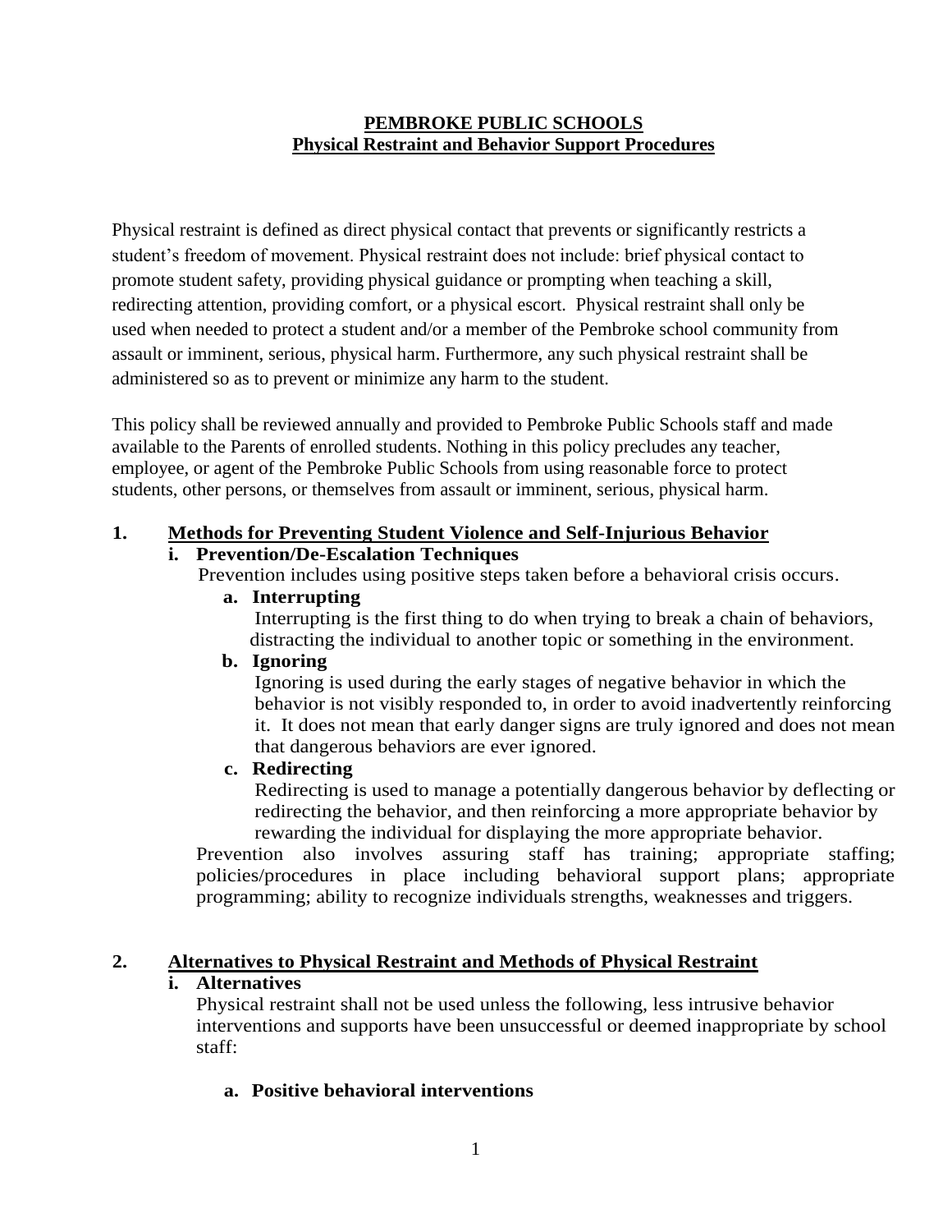**PEMBROKE PUBLIC SCHOOLS**
**Physical Restraint and Behavior Support Procedures**

Physical restraint is defined as direct physical contact that prevents or significantly restricts a student's freedom of movement. Physical restraint does not include: brief physical contact to promote student safety, providing physical guidance or prompting when teaching a skill, redirecting attention, providing comfort, or a physical escort. Physical restraint shall only be used when needed to protect a student and/or a member of the Pembroke school community from assault or imminent, serious, physical harm. Furthermore, any such physical restraint shall be administered so as to prevent or minimize any harm to the student.

This policy shall be reviewed annually and provided to Pembroke Public Schools staff and made available to the Parents of enrolled students. Nothing in this policy precludes any teacher, employee, or agent of the Pembroke Public Schools from using reasonable force to protect students, other persons, or themselves from assault or imminent, serious, physical harm.

## 1. Methods for Preventing Student Violence and Self-Injurious Behavior

### i. Prevention/De-Escalation Techniques

Prevention includes using positive steps taken before a behavioral crisis occurs.

**a. Interrupting**

Interrupting is the first thing to do when trying to break a chain of behaviors, distracting the individual to another topic or something in the environment.

**b. Ignoring**

Ignoring is used during the early stages of negative behavior in which the behavior is not visibly responded to, in order to avoid inadvertently reinforcing it. It does not mean that early danger signs are truly ignored and does not mean that dangerous behaviors are ever ignored.

**c. Redirecting**

Redirecting is used to manage a potentially dangerous behavior by deflecting or redirecting the behavior, and then reinforcing a more appropriate behavior by rewarding the individual for displaying the more appropriate behavior.

Prevention also involves assuring staff has training; appropriate staffing; policies/procedures in place including behavioral support plans; appropriate programming; ability to recognize individuals strengths, weaknesses and triggers.

## 2. Alternatives to Physical Restraint and Methods of Physical Restraint

### i. Alternatives

Physical restraint shall not be used unless the following, less intrusive behavior interventions and supports have been unsuccessful or deemed inappropriate by school staff:

**a. Positive behavioral interventions**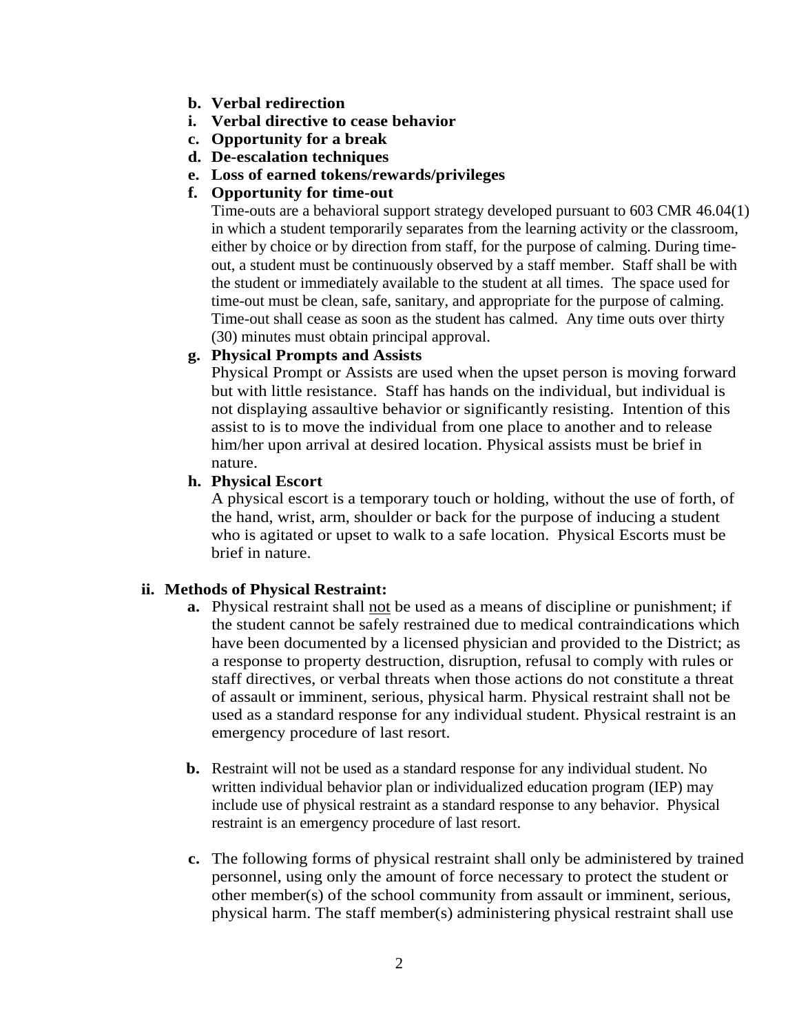- **b. Verbal redirection**
- **i. Verbal directive to cease behavior**
- **c. Opportunity for a break**
- **d. De-escalation techniques**
- **e. Loss of earned tokens/rewards/privileges**
- **f. Opportunity for time-out**

  Time-outs are a behavioral support strategy developed pursuant to 603 CMR 46.04(1) in which a student temporarily separates from the learning activity or the classroom, either by choice or by direction from staff, for the purpose of calming. During time-out, a student must be continuously observed by a staff member. Staff shall be with the student or immediately available to the student at all times. The space used for time-out must be clean, safe, sanitary, and appropriate for the purpose of calming. Time-out shall cease as soon as the student has calmed. Any time outs over thirty (30) minutes must obtain principal approval.
- **g. Physical Prompts and Assists**

  Physical Prompt or Assists are used when the upset person is moving forward but with little resistance. Staff has hands on the individual, but individual is not displaying assaultive behavior or significantly resisting. Intention of this assist to is to move the individual from one place to another and to release him/her upon arrival at desired location. Physical assists must be brief in nature.
- **h. Physical Escort**

  A physical escort is a temporary touch or holding, without the use of forth, of the hand, wrist, arm, shoulder or back for the purpose of inducing a student who is agitated or upset to walk to a safe location. Physical Escorts must be brief in nature.

**ii. Methods of Physical Restraint:**

- **a.** Physical restraint shall <u>not</u> be used as a means of discipline or punishment; if the student cannot be safely restrained due to medical contraindications which have been documented by a licensed physician and provided to the District; as a response to property destruction, disruption, refusal to comply with rules or staff directives, or verbal threats when those actions do not constitute a threat of assault or imminent, serious, physical harm. Physical restraint shall not be used as a standard response for any individual student. Physical restraint is an emergency procedure of last resort.

- **b.** Restraint will not be used as a standard response for any individual student. No written individual behavior plan or individualized education program (IEP) may include use of physical restraint as a standard response to any behavior. Physical restraint is an emergency procedure of last resort.

- **c.** The following forms of physical restraint shall only be administered by trained personnel, using only the amount of force necessary to protect the student or other member(s) of the school community from assault or imminent, serious, physical harm. The staff member(s) administering physical restraint shall use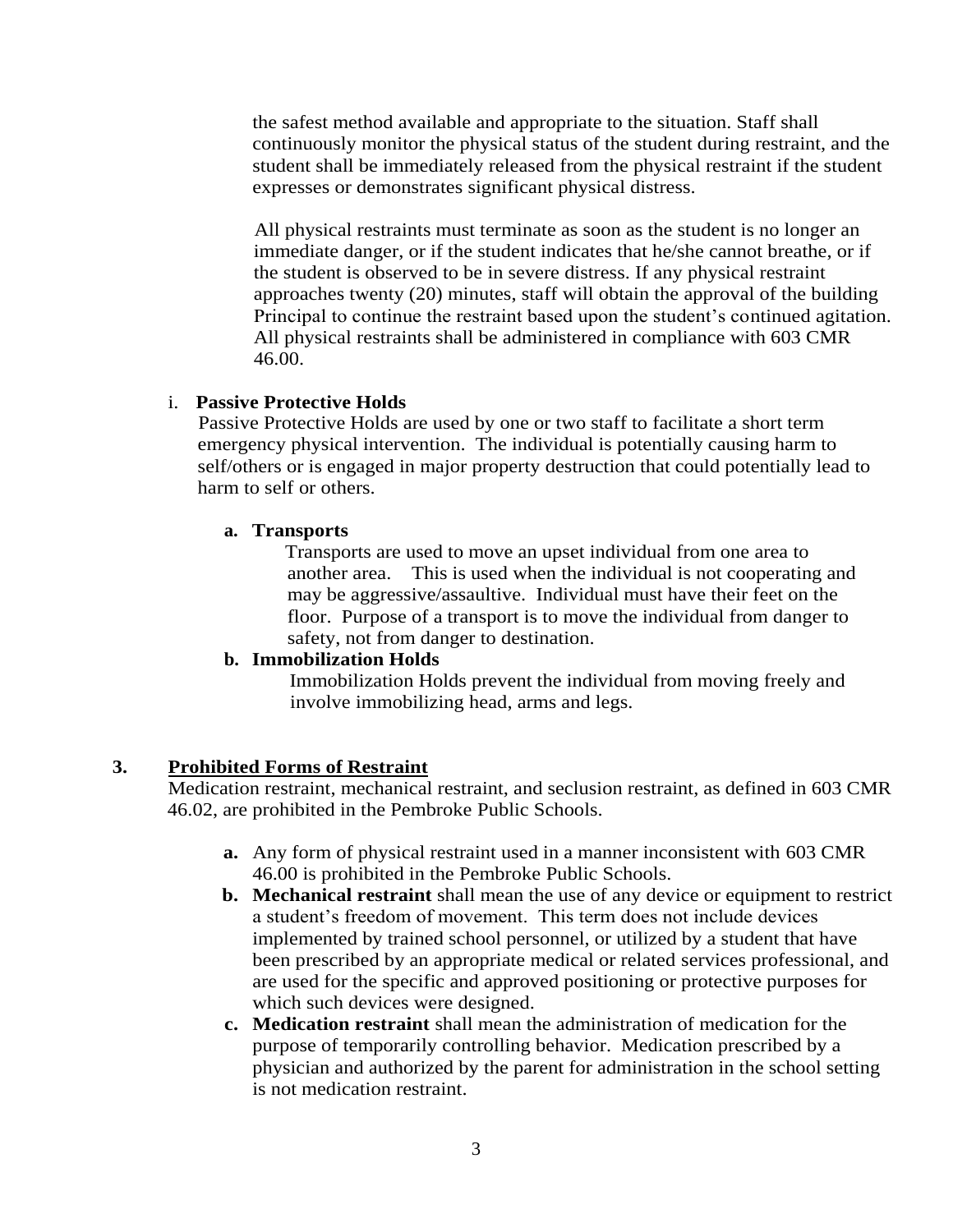the safest method available and appropriate to the situation. Staff shall continuously monitor the physical status of the student during restraint, and the student shall be immediately released from the physical restraint if the student expresses or demonstrates significant physical distress.

All physical restraints must terminate as soon as the student is no longer an immediate danger, or if the student indicates that he/she cannot breathe, or if the student is observed to be in severe distress. If any physical restraint approaches twenty (20) minutes, staff will obtain the approval of the building Principal to continue the restraint based upon the student's continued agitation. All physical restraints shall be administered in compliance with 603 CMR 46.00.

i. **Passive Protective Holds**

Passive Protective Holds are used by one or two staff to facilitate a short term emergency physical intervention. The individual is potentially causing harm to self/others or is engaged in major property destruction that could potentially lead to harm to self or others.

**a. Transports**

Transports are used to move an upset individual from one area to another area. This is used when the individual is not cooperating and may be aggressive/assaultive. Individual must have their feet on the floor. Purpose of a transport is to move the individual from danger to safety, not from danger to destination.

**b. Immobilization Holds**

Immobilization Holds prevent the individual from moving freely and involve immobilizing head, arms and legs.

**3. <u>Prohibited Forms of Restraint</u>**

Medication restraint, mechanical restraint, and seclusion restraint, as defined in 603 CMR 46.02, are prohibited in the Pembroke Public Schools.

- **a.** Any form of physical restraint used in a manner inconsistent with 603 CMR 46.00 is prohibited in the Pembroke Public Schools.
- **b. Mechanical restraint** shall mean the use of any device or equipment to restrict a student's freedom of movement. This term does not include devices implemented by trained school personnel, or utilized by a student that have been prescribed by an appropriate medical or related services professional, and are used for the specific and approved positioning or protective purposes for which such devices were designed.
- **c. Medication restraint** shall mean the administration of medication for the purpose of temporarily controlling behavior. Medication prescribed by a physician and authorized by the parent for administration in the school setting is not medication restraint.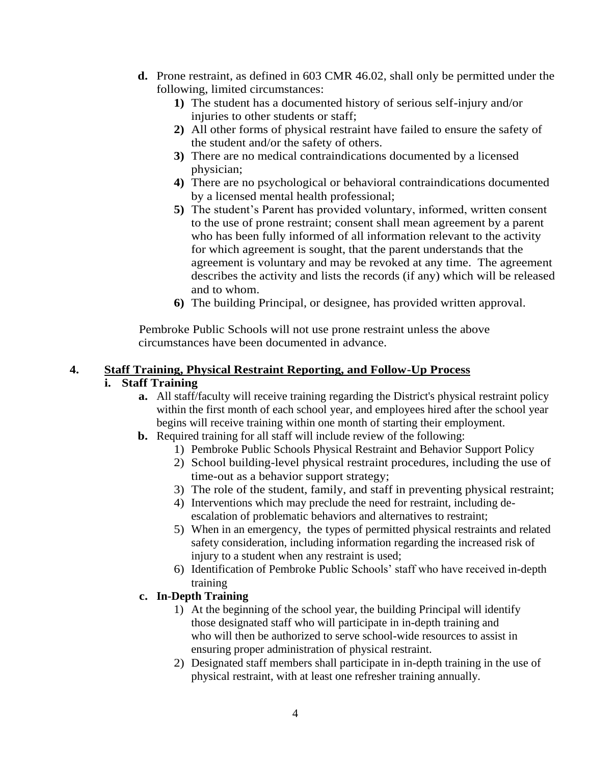**d.** Prone restraint, as defined in 603 CMR 46.02, shall only be permitted under the following, limited circumstances:

**1)** The student has a documented history of serious self-injury and/or injuries to other students or staff;

**2)** All other forms of physical restraint have failed to ensure the safety of the student and/or the safety of others.

**3)** There are no medical contraindications documented by a licensed physician;

**4)** There are no psychological or behavioral contraindications documented by a licensed mental health professional;

**5)** The student's Parent has provided voluntary, informed, written consent to the use of prone restraint; consent shall mean agreement by a parent who has been fully informed of all information relevant to the activity for which agreement is sought, that the parent understands that the agreement is voluntary and may be revoked at any time. The agreement describes the activity and lists the records (if any) which will be released and to whom.

**6)** The building Principal, or designee, has provided written approval.

Pembroke Public Schools will not use prone restraint unless the above circumstances have been documented in advance.

## 4. Staff Training, Physical Restraint Reporting, and Follow-Up Process

### i. Staff Training

**a.** All staff/faculty will receive training regarding the District's physical restraint policy within the first month of each school year, and employees hired after the school year begins will receive training within one month of starting their employment.

**b.** Required training for all staff will include review of the following:

1) Pembroke Public Schools Physical Restraint and Behavior Support Policy
2) School building-level physical restraint procedures, including the use of time-out as a behavior support strategy;
3) The role of the student, family, and staff in preventing physical restraint;
4) Interventions which may preclude the need for restraint, including de-escalation of problematic behaviors and alternatives to restraint;
5) When in an emergency, the types of permitted physical restraints and related safety consideration, including information regarding the increased risk of injury to a student when any restraint is used;
6) Identification of Pembroke Public Schools' staff who have received in-depth training

**c. In-Depth Training**

1) At the beginning of the school year, the building Principal will identify those designated staff who will participate in in-depth training and who will then be authorized to serve school-wide resources to assist in ensuring proper administration of physical restraint.
2) Designated staff members shall participate in in-depth training in the use of physical restraint, with at least one refresher training annually.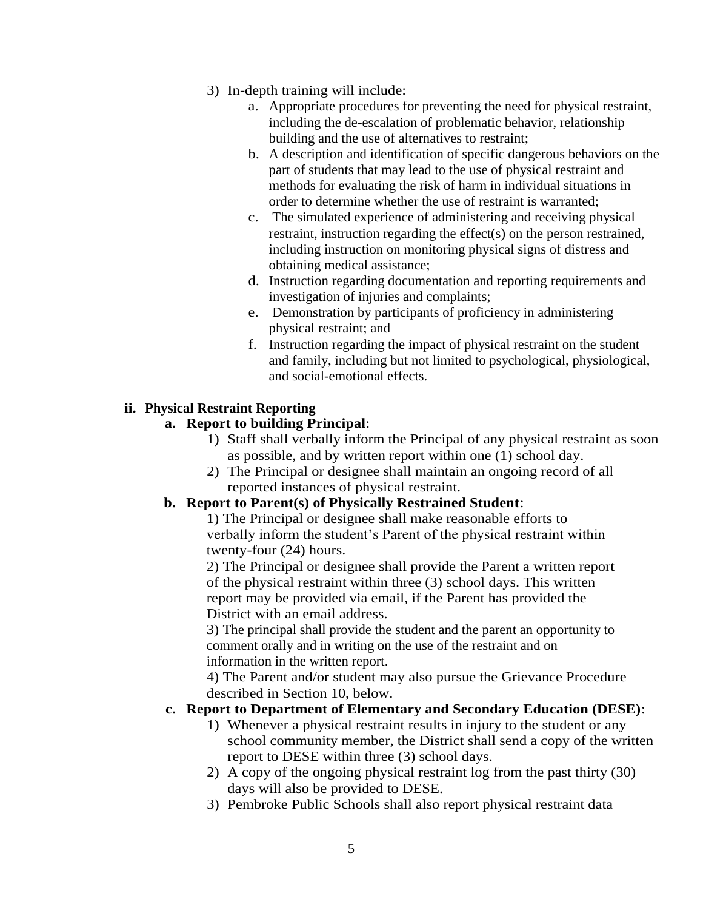3) In-depth training will include:
    a. Appropriate procedures for preventing the need for physical restraint, including the de-escalation of problematic behavior, relationship building and the use of alternatives to restraint;
    b. A description and identification of specific dangerous behaviors on the part of students that may lead to the use of physical restraint and methods for evaluating the risk of harm in individual situations in order to determine whether the use of restraint is warranted;
    c. The simulated experience of administering and receiving physical restraint, instruction regarding the effect(s) on the person restrained, including instruction on monitoring physical signs of distress and obtaining medical assistance;
    d. Instruction regarding documentation and reporting requirements and investigation of injuries and complaints;
    e. Demonstration by participants of proficiency in administering physical restraint; and
    f. Instruction regarding the impact of physical restraint on the student and family, including but not limited to psychological, physiological, and social-emotional effects.

**ii. Physical Restraint Reporting**

**a. Report to building Principal**:

1) Staff shall verbally inform the Principal of any physical restraint as soon as possible, and by written report within one (1) school day.
2) The Principal or designee shall maintain an ongoing record of all reported instances of physical restraint.

**b. Report to Parent(s) of Physically Restrained Student**:

1) The Principal or designee shall make reasonable efforts to verbally inform the student's Parent of the physical restraint within twenty-four (24) hours.

2) The Principal or designee shall provide the Parent a written report of the physical restraint within three (3) school days. This written report may be provided via email, if the Parent has provided the District with an email address.

3) The principal shall provide the student and the parent an opportunity to comment orally and in writing on the use of the restraint and on information in the written report.

4) The Parent and/or student may also pursue the Grievance Procedure described in Section 10, below.

**c. Report to Department of Elementary and Secondary Education (DESE)**:

1) Whenever a physical restraint results in injury to the student or any school community member, the District shall send a copy of the written report to DESE within three (3) school days.
2) A copy of the ongoing physical restraint log from the past thirty (30) days will also be provided to DESE.
3) Pembroke Public Schools shall also report physical restraint data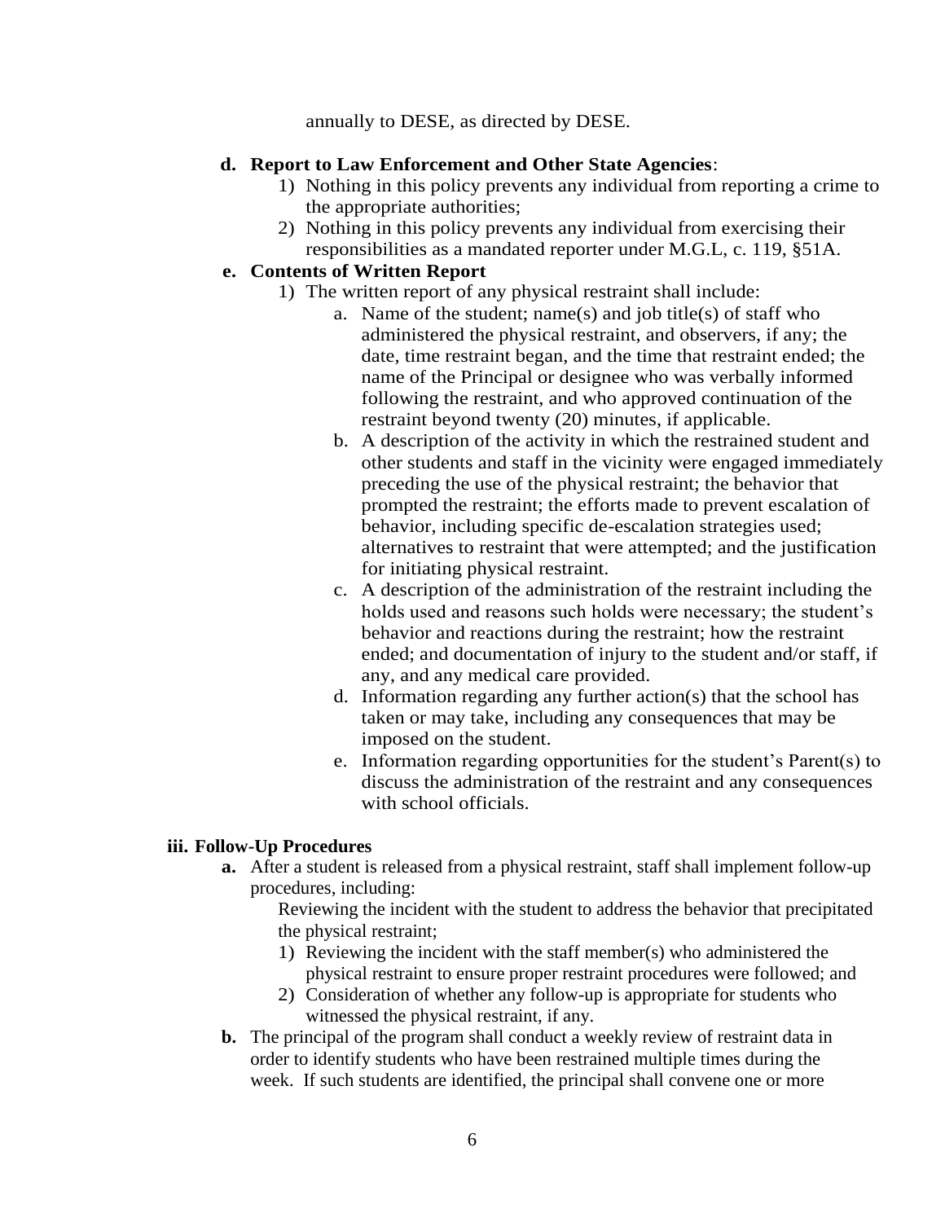annually to DESE, as directed by DESE.

**d. Report to Law Enforcement and Other State Agencies**:

1) Nothing in this policy prevents any individual from reporting a crime to the appropriate authorities;
2) Nothing in this policy prevents any individual from exercising their responsibilities as a mandated reporter under M.G.L, c. 119, §51A.

**e. Contents of Written Report**

1) The written report of any physical restraint shall include:
   a. Name of the student; name(s) and job title(s) of staff who administered the physical restraint, and observers, if any; the date, time restraint began, and the time that restraint ended; the name of the Principal or designee who was verbally informed following the restraint, and who approved continuation of the restraint beyond twenty (20) minutes, if applicable.
   b. A description of the activity in which the restrained student and other students and staff in the vicinity were engaged immediately preceding the use of the physical restraint; the behavior that prompted the restraint; the efforts made to prevent escalation of behavior, including specific de-escalation strategies used; alternatives to restraint that were attempted; and the justification for initiating physical restraint.
   c. A description of the administration of the restraint including the holds used and reasons such holds were necessary; the student's behavior and reactions during the restraint; how the restraint ended; and documentation of injury to the student and/or staff, if any, and any medical care provided.
   d. Information regarding any further action(s) that the school has taken or may take, including any consequences that may be imposed on the student.
   e. Information regarding opportunities for the student's Parent(s) to discuss the administration of the restraint and any consequences with school officials.

**iii. Follow-Up Procedures**

**a.** After a student is released from a physical restraint, staff shall implement follow-up procedures, including:

Reviewing the incident with the student to address the behavior that precipitated the physical restraint;

1) Reviewing the incident with the staff member(s) who administered the physical restraint to ensure proper restraint procedures were followed; and
2) Consideration of whether any follow-up is appropriate for students who witnessed the physical restraint, if any.

**b.** The principal of the program shall conduct a weekly review of restraint data in order to identify students who have been restrained multiple times during the week. If such students are identified, the principal shall convene one or more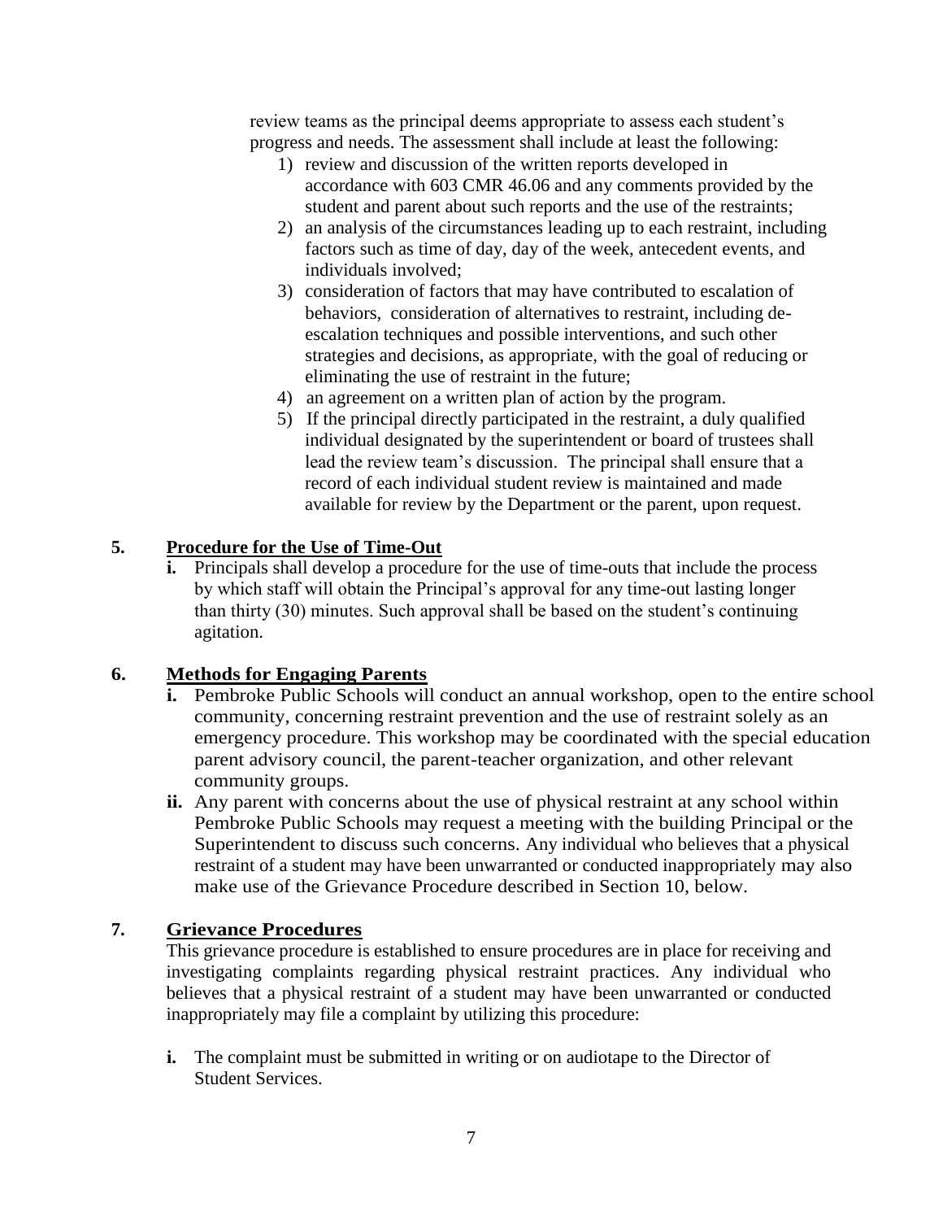review teams as the principal deems appropriate to assess each student's progress and needs. The assessment shall include at least the following:

1) review and discussion of the written reports developed in accordance with 603 CMR 46.06 and any comments provided by the student and parent about such reports and the use of the restraints;
2) an analysis of the circumstances leading up to each restraint, including factors such as time of day, day of the week, antecedent events, and individuals involved;
3) consideration of factors that may have contributed to escalation of behaviors, consideration of alternatives to restraint, including de-escalation techniques and possible interventions, and such other strategies and decisions, as appropriate, with the goal of reducing or eliminating the use of restraint in the future;
4) an agreement on a written plan of action by the program.
5) If the principal directly participated in the restraint, a duly qualified individual designated by the superintendent or board of trustees shall lead the review team's discussion. The principal shall ensure that a record of each individual student review is maintained and made available for review by the Department or the parent, upon request.

## 5. Procedure for the Use of Time-Out

**i.** Principals shall develop a procedure for the use of time-outs that include the process by which staff will obtain the Principal's approval for any time-out lasting longer than thirty (30) minutes. Such approval shall be based on the student's continuing agitation.

## 6. Methods for Engaging Parents

**i.** Pembroke Public Schools will conduct an annual workshop, open to the entire school community, concerning restraint prevention and the use of restraint solely as an emergency procedure. This workshop may be coordinated with the special education parent advisory council, the parent-teacher organization, and other relevant community groups.

**ii.** Any parent with concerns about the use of physical restraint at any school within Pembroke Public Schools may request a meeting with the building Principal or the Superintendent to discuss such concerns. Any individual who believes that a physical restraint of a student may have been unwarranted or conducted inappropriately may also make use of the Grievance Procedure described in Section 10, below.

## 7. Grievance Procedures

This grievance procedure is established to ensure procedures are in place for receiving and investigating complaints regarding physical restraint practices. Any individual who believes that a physical restraint of a student may have been unwarranted or conducted inappropriately may file a complaint by utilizing this procedure:

**i.** The complaint must be submitted in writing or on audiotape to the Director of Student Services.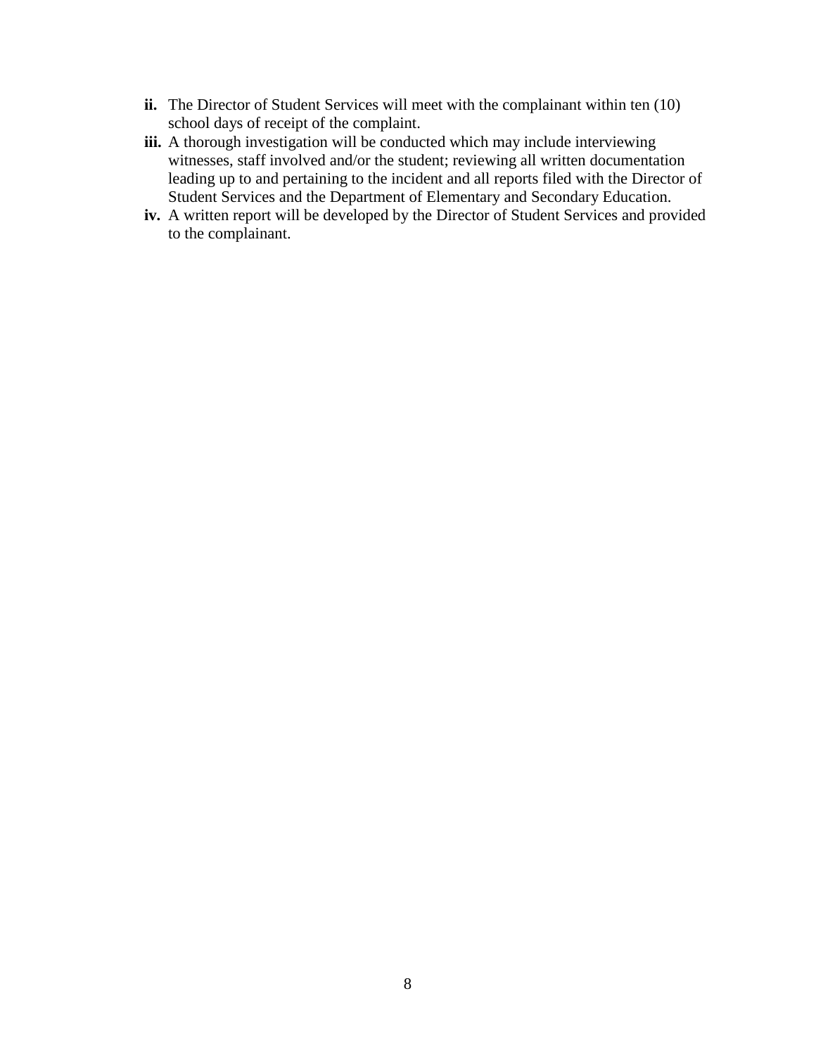- **ii.** The Director of Student Services will meet with the complainant within ten (10) school days of receipt of the complaint.
- **iii.** A thorough investigation will be conducted which may include interviewing witnesses, staff involved and/or the student; reviewing all written documentation leading up to and pertaining to the incident and all reports filed with the Director of Student Services and the Department of Elementary and Secondary Education.
- **iv.** A written report will be developed by the Director of Student Services and provided to the complainant.